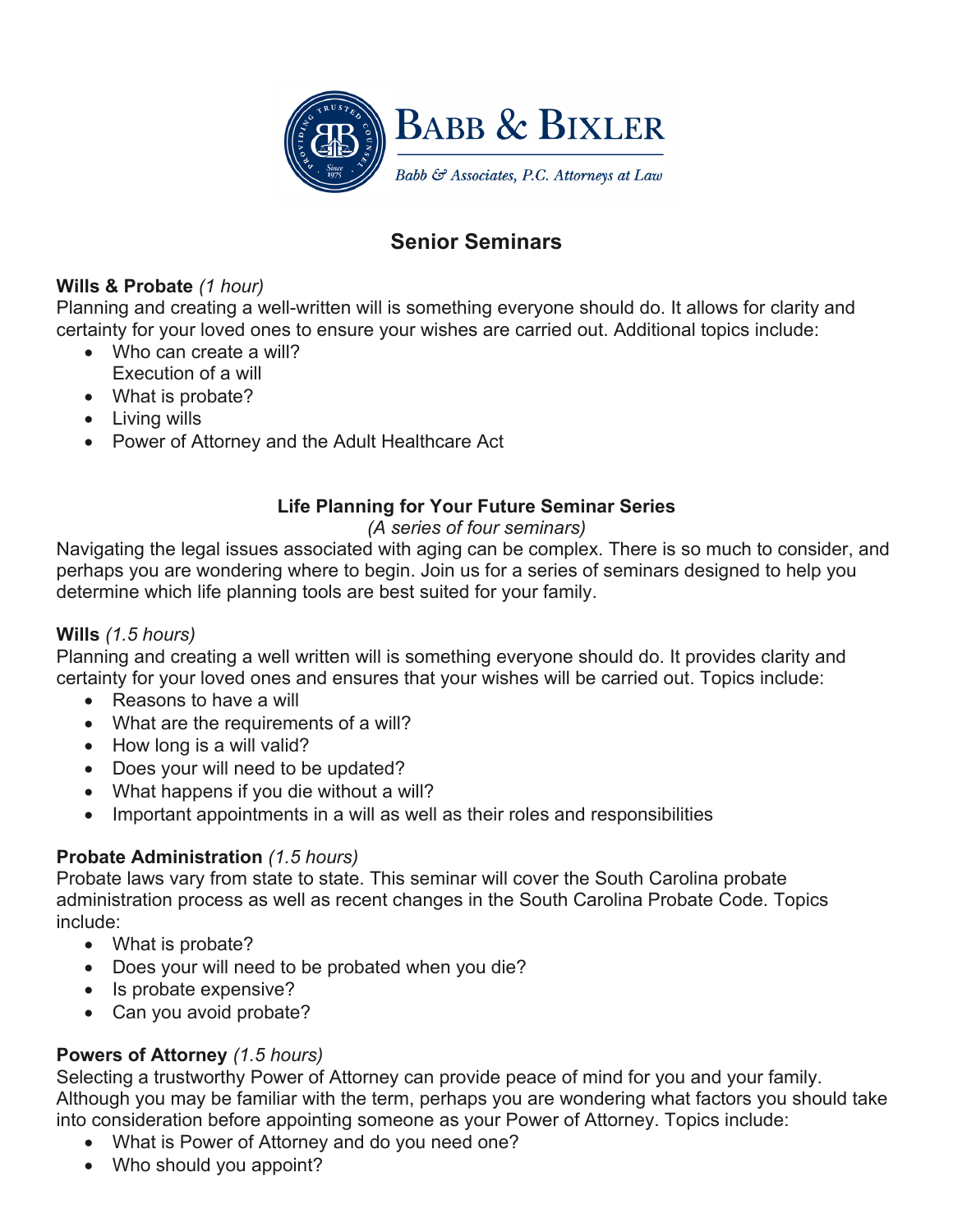**Babb & Bixler**

*Babb & Associates, P.C. Attorneys at Law*

# Senior Seminars

**Wills & Probate** *(1 hour)*
Planning and creating a well-written will is something everyone should do. It allows for clarity and certainty for your loved ones to ensure your wishes are carried out. Additional topics include:

- Who can create a will?
  Execution of a will
- What is probate?
- Living wills
- Power of Attorney and the Adult Healthcare Act

## Life Planning for Your Future Seminar Series

*(A series of four seminars)*

Navigating the legal issues associated with aging can be complex. There is so much to consider, and perhaps you are wondering where to begin. Join us for a series of seminars designed to help you determine which life planning tools are best suited for your family.

**Wills** *(1.5 hours)*
Planning and creating a well written will is something everyone should do. It provides clarity and certainty for your loved ones and ensures that your wishes will be carried out. Topics include:

- Reasons to have a will
- What are the requirements of a will?
- How long is a will valid?
- Does your will need to be updated?
- What happens if you die without a will?
- Important appointments in a will as well as their roles and responsibilities

**Probate Administration** *(1.5 hours)*
Probate laws vary from state to state. This seminar will cover the South Carolina probate administration process as well as recent changes in the South Carolina Probate Code. Topics include:

- What is probate?
- Does your will need to be probated when you die?
- Is probate expensive?
- Can you avoid probate?

**Powers of Attorney** *(1.5 hours)*
Selecting a trustworthy Power of Attorney can provide peace of mind for you and your family. Although you may be familiar with the term, perhaps you are wondering what factors you should take into consideration before appointing someone as your Power of Attorney. Topics include:

- What is Power of Attorney and do you need one?
- Who should you appoint?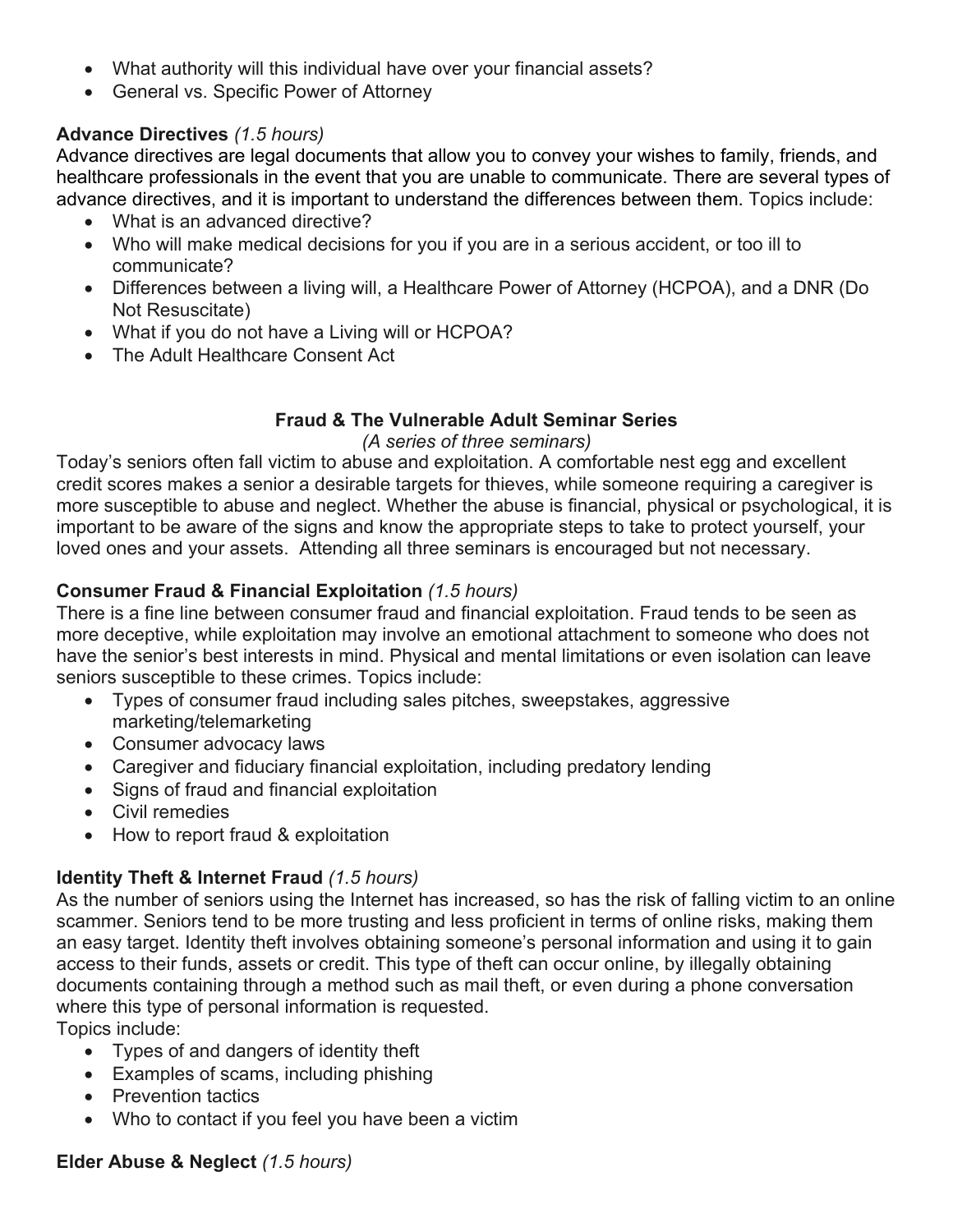- What authority will this individual have over your financial assets?
- General vs. Specific Power of Attorney

**Advance Directives** *(1.5 hours)*
Advance directives are legal documents that allow you to convey your wishes to family, friends, and healthcare professionals in the event that you are unable to communicate. There are several types of advance directives, and it is important to understand the differences between them. Topics include:

- What is an advanced directive?
- Who will make medical decisions for you if you are in a serious accident, or too ill to communicate?
- Differences between a living will, a Healthcare Power of Attorney (HCPOA), and a DNR (Do Not Resuscitate)
- What if you do not have a Living will or HCPOA?
- The Adult Healthcare Consent Act

## Fraud & The Vulnerable Adult Seminar Series

*(A series of three seminars)*

Today's seniors often fall victim to abuse and exploitation. A comfortable nest egg and excellent credit scores makes a senior a desirable targets for thieves, while someone requiring a caregiver is more susceptible to abuse and neglect. Whether the abuse is financial, physical or psychological, it is important to be aware of the signs and know the appropriate steps to take to protect yourself, your loved ones and your assets. Attending all three seminars is encouraged but not necessary.

**Consumer Fraud & Financial Exploitation** *(1.5 hours)*
There is a fine line between consumer fraud and financial exploitation. Fraud tends to be seen as more deceptive, while exploitation may involve an emotional attachment to someone who does not have the senior's best interests in mind. Physical and mental limitations or even isolation can leave seniors susceptible to these crimes. Topics include:

- Types of consumer fraud including sales pitches, sweepstakes, aggressive marketing/telemarketing
- Consumer advocacy laws
- Caregiver and fiduciary financial exploitation, including predatory lending
- Signs of fraud and financial exploitation
- Civil remedies
- How to report fraud & exploitation

**Identity Theft & Internet Fraud** *(1.5 hours)*
As the number of seniors using the Internet has increased, so has the risk of falling victim to an online scammer. Seniors tend to be more trusting and less proficient in terms of online risks, making them an easy target. Identity theft involves obtaining someone's personal information and using it to gain access to their funds, assets or credit. This type of theft can occur online, by illegally obtaining documents containing through a method such as mail theft, or even during a phone conversation where this type of personal information is requested.
Topics include:

- Types of and dangers of identity theft
- Examples of scams, including phishing
- Prevention tactics
- Who to contact if you feel you have been a victim

**Elder Abuse & Neglect** *(1.5 hours)*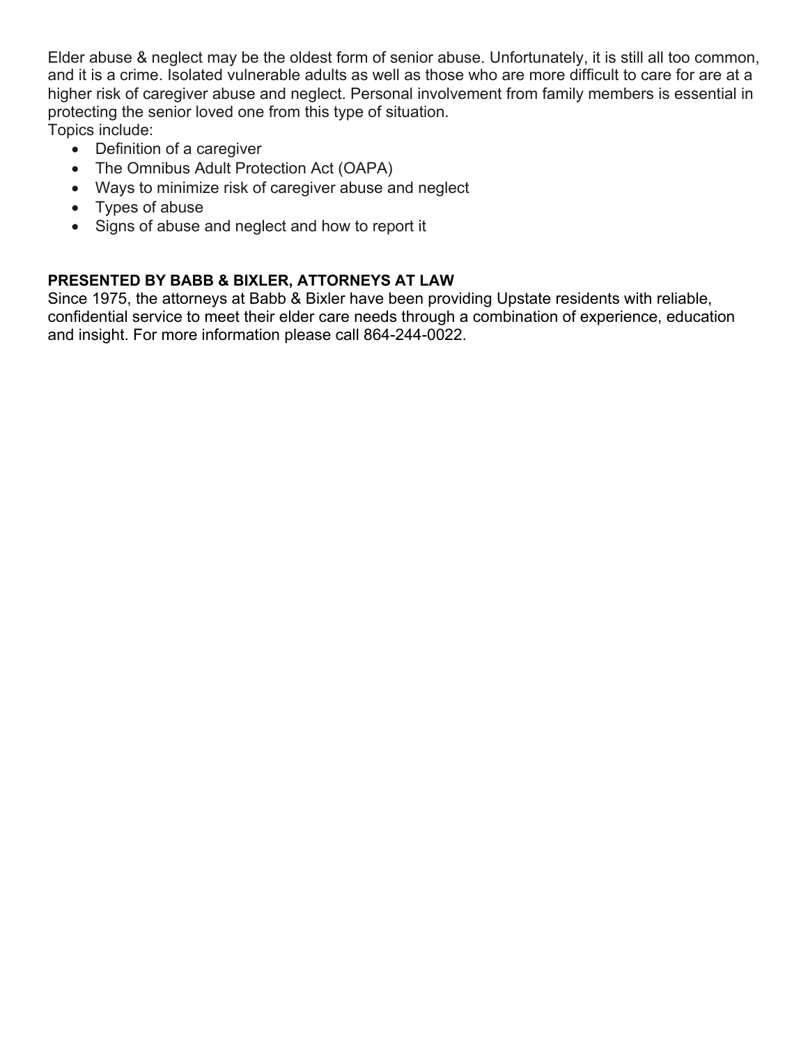Elder abuse & neglect may be the oldest form of senior abuse. Unfortunately, it is still all too common, and it is a crime. Isolated vulnerable adults as well as those who are more difficult to care for are at a higher risk of caregiver abuse and neglect. Personal involvement from family members is essential in protecting the senior loved one from this type of situation.

Topics include:

- Definition of a caregiver
- The Omnibus Adult Protection Act (OAPA)
- Ways to minimize risk of caregiver abuse and neglect
- Types of abuse
- Signs of abuse and neglect and how to report it

**PRESENTED BY BABB & BIXLER, ATTORNEYS AT LAW**

Since 1975, the attorneys at Babb & Bixler have been providing Upstate residents with reliable, confidential service to meet their elder care needs through a combination of experience, education and insight. For more information please call 864-244-0022.